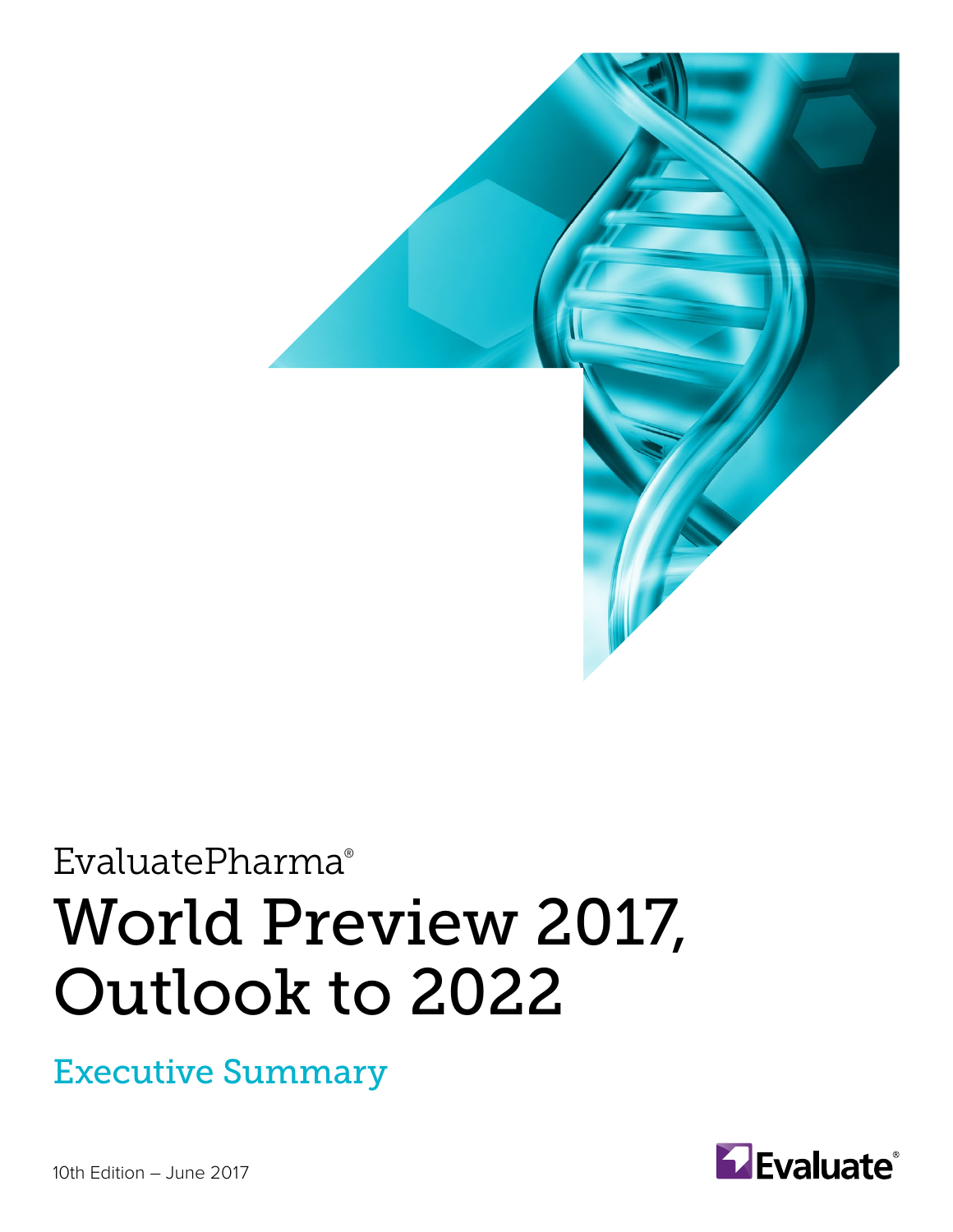EvaluatePharma®

# World Preview 2017, Outlook to 2022

## Executive Summary

10th Edition – June 2017

Evaluate®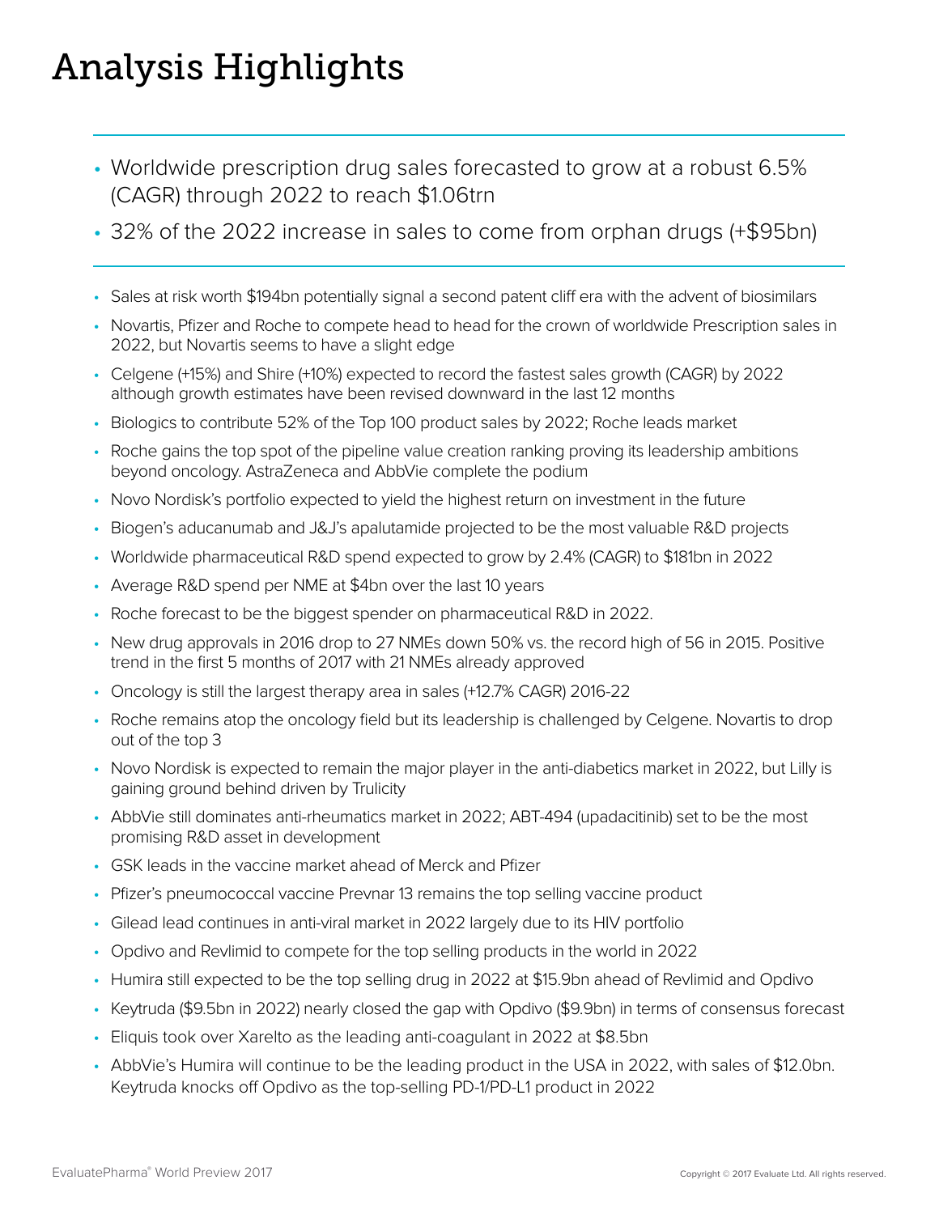# Analysis Highlights

- Worldwide prescription drug sales forecasted to grow at a robust 6.5% (CAGR) through 2022 to reach $1.06trn
- 32% of the 2022 increase in sales to come from orphan drugs (+$95bn)

---

- Sales at risk worth $194bn potentially signal a second patent cliff era with the advent of biosimilars
- Novartis, Pfizer and Roche to compete head to head for the crown of worldwide Prescription sales in 2022, but Novartis seems to have a slight edge
- Celgene (+15%) and Shire (+10%) expected to record the fastest sales growth (CAGR) by 2022 although growth estimates have been revised downward in the last 12 months
- Biologics to contribute 52% of the Top 100 product sales by 2022; Roche leads market
- Roche gains the top spot of the pipeline value creation ranking proving its leadership ambitions beyond oncology. AstraZeneca and AbbVie complete the podium
- Novo Nordisk's portfolio expected to yield the highest return on investment in the future
- Biogen's aducanumab and J&J's apalutamide projected to be the most valuable R&D projects
- Worldwide pharmaceutical R&D spend expected to grow by 2.4% (CAGR) to $181bn in 2022
- Average R&D spend per NME at $4bn over the last 10 years
- Roche forecast to be the biggest spender on pharmaceutical R&D in 2022.
- New drug approvals in 2016 drop to 27 NMEs down 50% vs. the record high of 56 in 2015. Positive trend in the first 5 months of 2017 with 21 NMEs already approved
- Oncology is still the largest therapy area in sales (+12.7% CAGR) 2016-22
- Roche remains atop the oncology field but its leadership is challenged by Celgene. Novartis to drop out of the top 3
- Novo Nordisk is expected to remain the major player in the anti-diabetics market in 2022, but Lilly is gaining ground behind driven by Trulicity
- AbbVie still dominates anti-rheumatics market in 2022; ABT-494 (upadacitinib) set to be the most promising R&D asset in development
- GSK leads in the vaccine market ahead of Merck and Pfizer
- Pfizer's pneumococcal vaccine Prevnar 13 remains the top selling vaccine product
- Gilead lead continues in anti-viral market in 2022 largely due to its HIV portfolio
- Opdivo and Revlimid to compete for the top selling products in the world in 2022
- Humira still expected to be the top selling drug in 2022 at $15.9bn ahead of Revlimid and Opdivo
- Keytruda ($9.5bn in 2022) nearly closed the gap with Opdivo ($9.9bn) in terms of consensus forecast
- Eliquis took over Xarelto as the leading anti-coagulant in 2022 at $8.5bn
- AbbVie's Humira will continue to be the leading product in the USA in 2022, with sales of $12.0bn. Keytruda knocks off Opdivo as the top-selling PD-1/PD-L1 product in 2022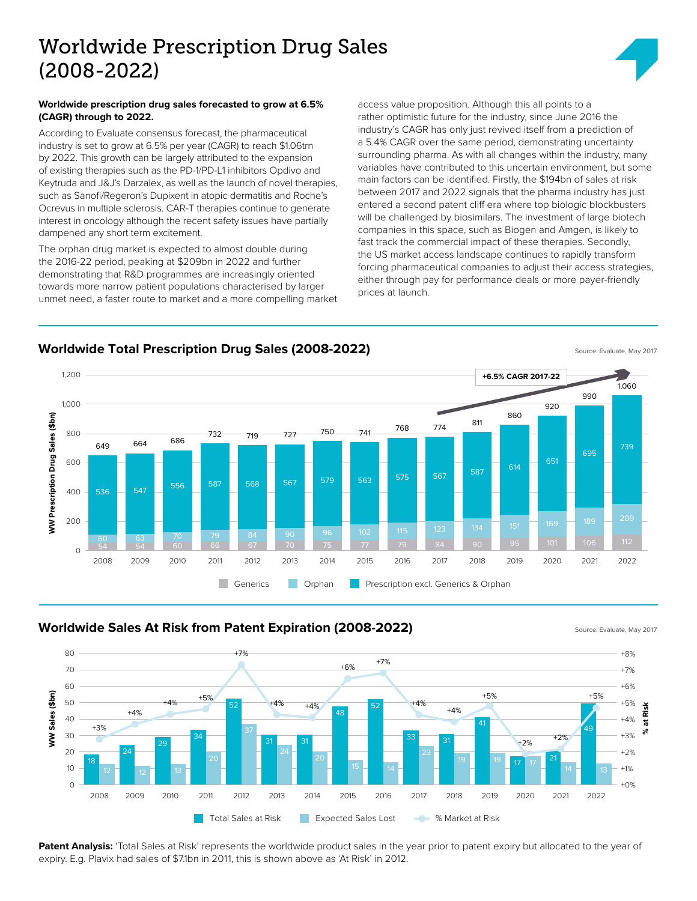# Worldwide Prescription Drug Sales (2008-2022)

**Worldwide prescription drug sales forecasted to grow at 6.5% (CAGR) through to 2022.**

According to Evaluate consensus forecast, the pharmaceutical industry is set to grow at 6.5% per year (CAGR) to reach $1.06trn by 2022. This growth can be largely attributed to the expansion of existing therapies such as the PD-1/PD-L1 inhibitors Opdivo and Keytruda and J&J's Darzalex, as well as the launch of novel therapies, such as Sanofi/Regeron's Dupixent in atopic dermatitis and Roche's Ocrevus in multiple sclerosis. CAR-T therapies continue to generate interest in oncology although the recent safety issues have partially dampened any short term excitement.

The orphan drug market is expected to almost double during the 2016-22 period, peaking at $209bn in 2022 and further demonstrating that R&D programmes are increasingly oriented towards more narrow patient populations characterised by larger unmet need, a faster route to market and a more compelling market access value proposition. Although this all points to a rather optimistic future for the industry, since June 2016 the industry's CAGR has only just revived itself from a prediction of a 5.4% CAGR over the same period, demonstrating uncertainty surrounding pharma. As with all changes within the industry, many variables have contributed to this uncertain environment, but some main factors can be identified. Firstly, the $194bn of sales at risk between 2017 and 2022 signals that the pharma industry has just entered a second patent cliff era where top biologic blockbusters will be challenged by biosimilars. The investment of large biotech companies in this space, such as Biogen and Amgen, is likely to fast track the commercial impact of these therapies. Secondly, the US market access landscape continues to rapidly transform forcing pharmaceutical companies to adjust their access strategies, either through pay for performance deals or more payer-friendly prices at launch.

## Worldwide Total Prescription Drug Sales (2008-2022)

Source: Evaluate, May 2017

+6.5% CAGR 2017-22

| Year | Generics ($bn) | Orphan ($bn) | Prescription excl. Generics & Orphan ($bn) | Total ($bn) |
|---|---|---|---|---|
| 2008 | 54 | 60 | 536 | 649 |
| 2009 | 54 | 63 | 547 | 664 |
| 2010 | 60 | 70 | 556 | 686 |
| 2011 | 66 | 79 | 587 | 732 |
| 2012 | 67 | 84 | 568 | 719 |
| 2013 | 70 | 90 | 567 | 727 |
| 2014 | 75 | 96 | 579 | 750 |
| 2015 | 77 | 102 | 563 | 741 |
| 2016 | 79 | 115 | 575 | 768 |
| 2017 | 84 | 123 | 567 | 774 |
| 2018 | 90 | 134 | 587 | 811 |
| 2019 | 95 | 151 | 614 | 860 |
| 2020 | 101 | 169 | 651 | 920 |
| 2021 | 106 | 189 | 695 | 990 |
| 2022 | 112 | 209 | 739 | 1,060 |

## Worldwide Sales At Risk from Patent Expiration (2008-2022)

Source: Evaluate, May 2017

| Year | Total Sales at Risk ($bn) | Expected Sales Lost ($bn) | % Market at Risk |
|---|---|---|---|
| 2008 | 18 | 12 | +3% |
| 2009 | 24 | 12 | +4% |
| 2010 | 29 | 13 | +4% |
| 2011 | 34 | 20 | +5% |
| 2012 | 52 | 37 | +7% |
| 2013 | 31 | 24 | +4% |
| 2014 | 31 | 20 | +4% |
| 2015 | 48 | 15 | +6% |
| 2016 | 52 | 14 | +7% |
| 2017 | 33 | 23 | +4% |
| 2018 | 31 | 19 | +4% |
| 2019 | 41 | 19 | +5% |
| 2020 | 17 | 17 | +2% |
| 2021 | 21 | 14 | +2% |
| 2022 | 49 | 13 | +5% |

**Patent Analysis:** 'Total Sales at Risk' represents the worldwide product sales in the year prior to patent expiry but allocated to the year of expiry. E.g. Plavix had sales of $7.1bn in 2011, this is shown above as 'At Risk' in 2012.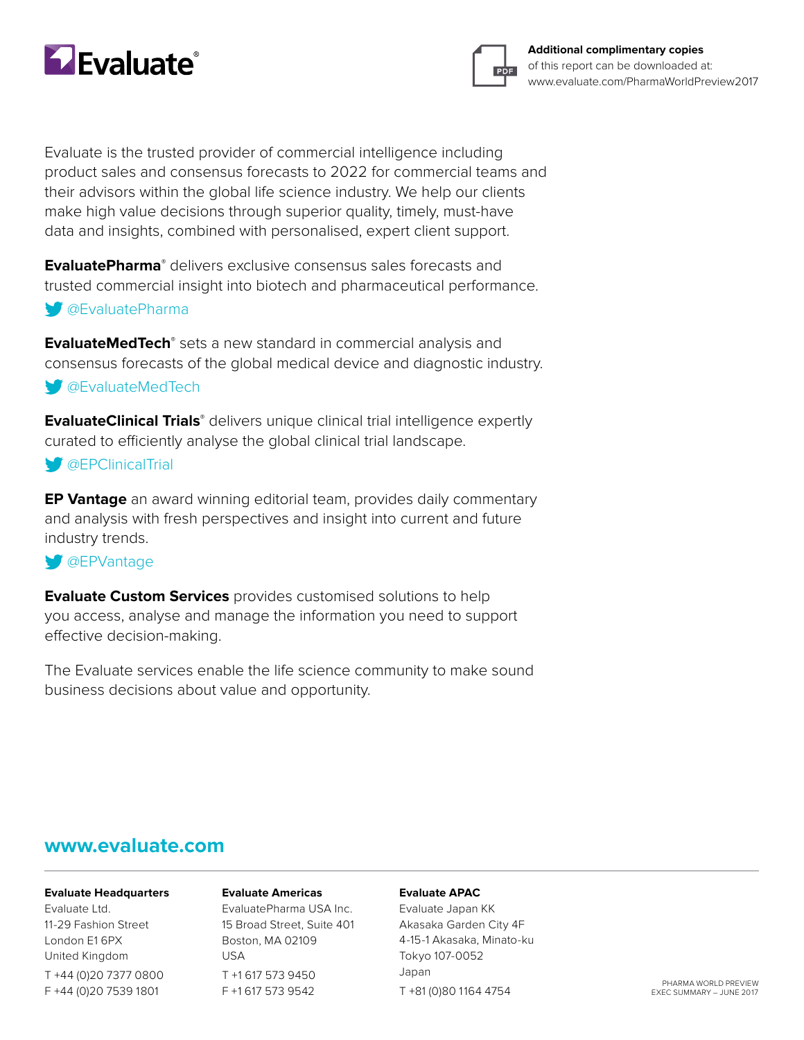Evaluate®

**Additional complimentary copies**
of this report can be downloaded at:
www.evaluate.com/PharmaWorldPreview2017

Evaluate is the trusted provider of commercial intelligence including product sales and consensus forecasts to 2022 for commercial teams and their advisors within the global life science industry. We help our clients make high value decisions through superior quality, timely, must-have data and insights, combined with personalised, expert client support.

**EvaluatePharma**® delivers exclusive consensus sales forecasts and trusted commercial insight into biotech and pharmaceutical performance.

@EvaluatePharma

**EvaluateMedTech**® sets a new standard in commercial analysis and consensus forecasts of the global medical device and diagnostic industry.

@EvaluateMedTech

**EvaluateClinical Trials**® delivers unique clinical trial intelligence expertly curated to efficiently analyse the global clinical trial landscape.

@EPClinicalTrial

**EP Vantage** an award winning editorial team, provides daily commentary and analysis with fresh perspectives and insight into current and future industry trends.

@EPVantage

**Evaluate Custom Services** provides customised solutions to help you access, analyse and manage the information you need to support effective decision-making.

The Evaluate services enable the life science community to make sound business decisions about value and opportunity.

## www.evaluate.com

**Evaluate Headquarters**
Evaluate Ltd.
11-29 Fashion Street
London E1 6PX
United Kingdom
T +44 (0)20 7377 0800
F +44 (0)20 7539 1801

**Evaluate Americas**
EvaluatePharma USA Inc.
15 Broad Street, Suite 401
Boston, MA 02109
USA
T +1 617 573 9450
F +1 617 573 9542

**Evaluate APAC**
Evaluate Japan KK
Akasaka Garden City 4F
4-15-1 Akasaka, Minato-ku
Tokyo 107-0052
Japan
T +81 (0)80 1164 4754